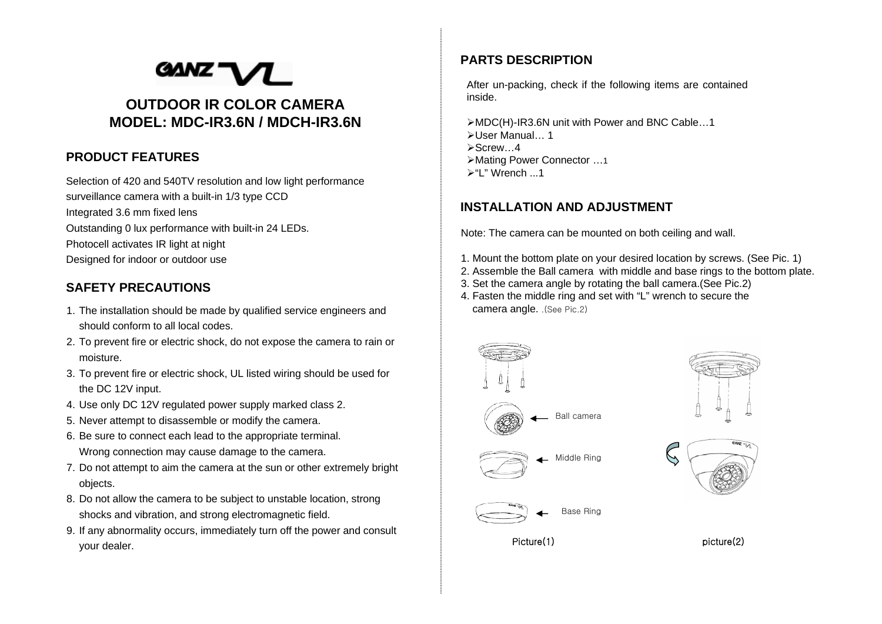# OUTDOOR IR COLOR CAMERA
# MODEL: MDC-IR3.6N / MDCH-IR3.6N

## PRODUCT FEATURES

Selection of 420 and 540TV resolution and low light performance surveillance camera with a built-in 1/3 type CCD

Integrated 3.6 mm fixed lens

Outstanding 0 lux performance with built-in 24 LEDs.

Photocell activates IR light at night

Designed for indoor or outdoor use

## SAFETY PRECAUTIONS

1. The installation should be made by qualified service engineers and should conform to all local codes.
2. To prevent fire or electric shock, do not expose the camera to rain or moisture.
3. To prevent fire or electric shock, UL listed wiring should be used for the DC 12V input.
4. Use only DC 12V regulated power supply marked class 2.
5. Never attempt to disassemble or modify the camera.
6. Be sure to connect each lead to the appropriate terminal. Wrong connection may cause damage to the camera.
7. Do not attempt to aim the camera at the sun or other extremely bright objects.
8. Do not allow the camera to be subject to unstable location, strong shocks and vibration, and strong electromagnetic field.
9. If any abnormality occurs, immediately turn off the power and consult your dealer.

## PARTS DESCRIPTION

After un-packing, check if the following items are contained inside.

- MDC(H)-IR3.6N unit with Power and BNC Cable…1
- User Manual… 1
- Screw…4
- Mating Power Connector …1
- "L" Wrench ...1

## INSTALLATION AND ADJUSTMENT

Note: The camera can be mounted on both ceiling and wall.

1. Mount the bottom plate on your desired location by screws. (See Pic. 1)
2. Assemble the Ball camera with middle and base rings to the bottom plate.
3. Set the camera angle by rotating the ball camera.(See Pic.2)
4. Fasten the middle ring and set with "L" wrench to secure the camera angle. .(See Pic.2)

Ball camera

Middle Ring

Base Ring

Picture(1)

picture(2)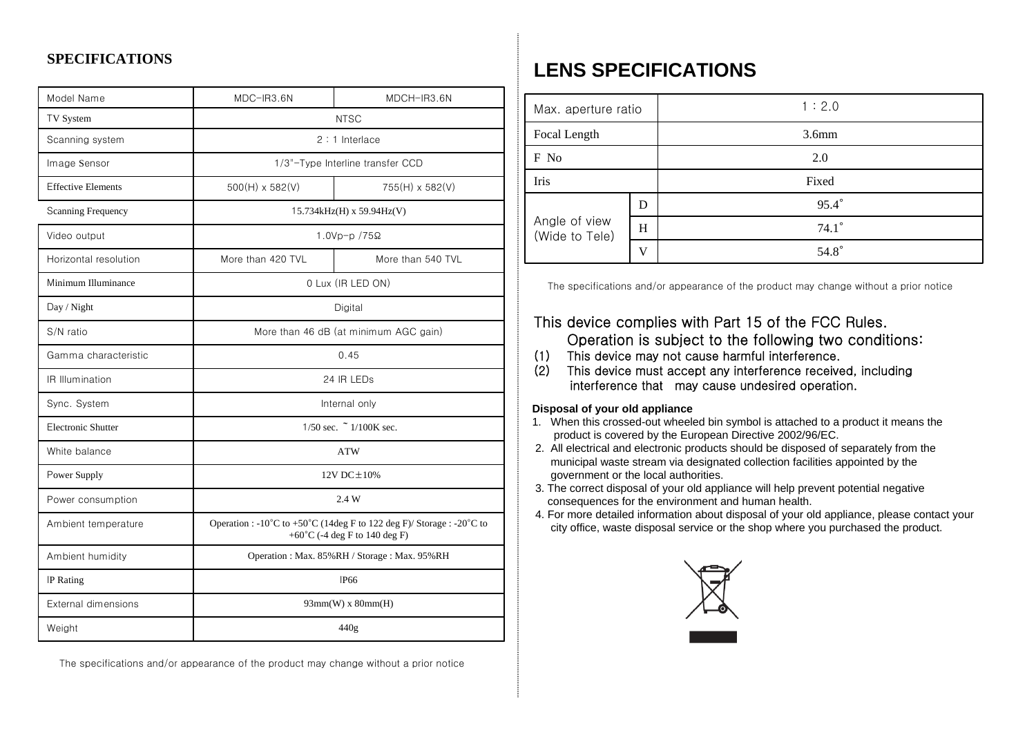## SPECIFICATIONS

| Model Name | MDC-IR3.6N | MDCH-IR3.6N |
|---|---|---|
| TV System | NTSC | |
| Scanning system | 2 : 1 Interlace | |
| Image Sensor | 1/3"-Type Interline transfer CCD | |
| Effective Elements | 500(H) x 582(V) | 755(H) x 582(V) |
| Scanning Frequency | 15.734kHz(H) x 59.94Hz(V) | |
| Video output | 1.0Vp-p /75Ω | |
| Horizontal resolution | More than 420 TVL | More than 540 TVL |
| Minimum Illuminance | 0 Lux (IR LED ON) | |
| Day / Night | Digital | |
| S/N ratio | More than 46 dB (at minimum AGC gain) | |
| Gamma characteristic | 0.45 | |
| IR Illumination | 24 IR LEDs | |
| Sync. System | Internal only | |
| Electronic Shutter | 1/50 sec. ~ 1/100K sec. | |
| White balance | ATW | |
| Power Supply | 12V DC±10% | |
| Power consumption | 2.4 W | |
| Ambient temperature | Operation : -10˚C to +50˚C (14deg F to 122 deg F)/ Storage : -20˚C to +60˚C (-4 deg F to 140 deg F) | |
| Ambient humidity | Operation : Max. 85%RH / Storage : Max. 95%RH | |
| IP Rating | IP66 | |
| External dimensions | 93mm(W) x 80mm(H) | |
| Weight | 440g | |

The specifications and/or appearance of the product may change without a prior notice

## LENS SPECIFICATIONS

| | | |
|---|---|---|
| Max. aperture ratio | | 1 : 2.0 |
| Focal Length | | 3.6mm |
| F No | | 2.0 |
| Iris | | Fixed |
| Angle of view (Wide to Tele) | D | 95.4˚ |
| | H | 74.1˚ |
| | V | 54.8˚ |

The specifications and/or appearance of the product may change without a prior notice

This device complies with Part 15 of the FCC Rules.
Operation is subject to the following two conditions:

(1) This device may not cause harmful interference.
(2) This device must accept any interference received, including interference that may cause undesired operation.

**Disposal of your old appliance**

1. When this crossed-out wheeled bin symbol is attached to a product it means the product is covered by the European Directive 2002/96/EC.
2. All electrical and electronic products should be disposed of separately from the municipal waste stream via designated collection facilities appointed by the government or the local authorities.
3. The correct disposal of your old appliance will help prevent potential negative consequences for the environment and human health.
4. For more detailed information about disposal of your old appliance, please contact your city office, waste disposal service or the shop where you purchased the product.